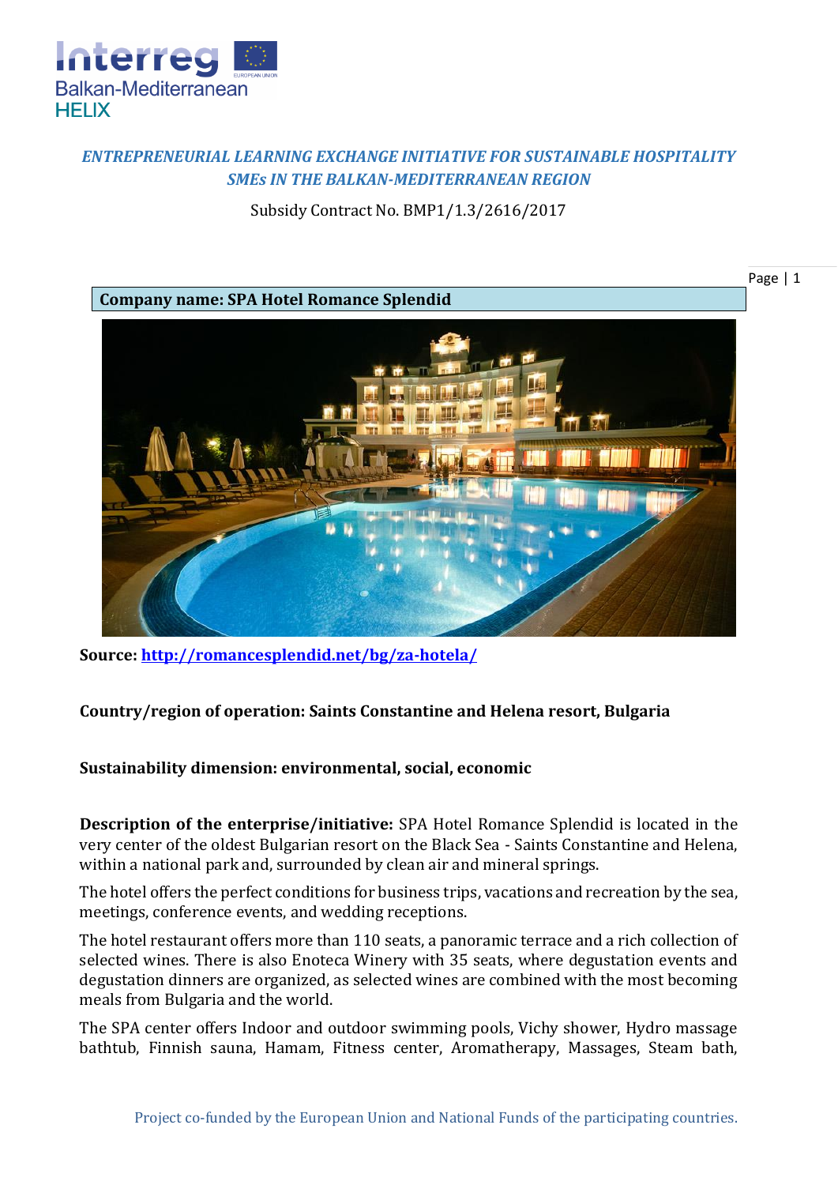*ENTREPRENEURIAL LEARNING EXCHANGE INITIATIVE FOR SUSTAINABLE HOSPITALITY SMEs IN THE BALKAN-MEDITERRANEAN REGION*

Subsidy Contract No. BMP1/1.3/2616/2017

**Company name: SPA Hotel Romance Splendid**

**Source: http://romancesplendid.net/bg/za-hotela/**

**Country/region of operation: Saints Constantine and Helena resort, Bulgaria**

**Sustainability dimension: environmental, social, economic**

**Description of the enterprise/initiative:** SPA Hotel Romance Splendid is located in the very center of the oldest Bulgarian resort on the Black Sea - Saints Constantine and Helena, within a national park and, surrounded by clean air and mineral springs.

The hotel offers the perfect conditions for business trips, vacations and recreation by the sea, meetings, conference events, and wedding receptions.

The hotel restaurant offers more than 110 seats, a panoramic terrace and a rich collection of selected wines. There is also Enoteca Winery with 35 seats, where degustation events and degustation dinners are organized, as selected wines are combined with the most becoming meals from Bulgaria and the world.

The SPA center offers Indoor and outdoor swimming pools, Vichy shower, Hydro massage bathtub, Finnish sauna, Hamam, Fitness center, Aromatherapy, Massages, Steam bath,

Project co-funded by the European Union and National Funds of the participating countries.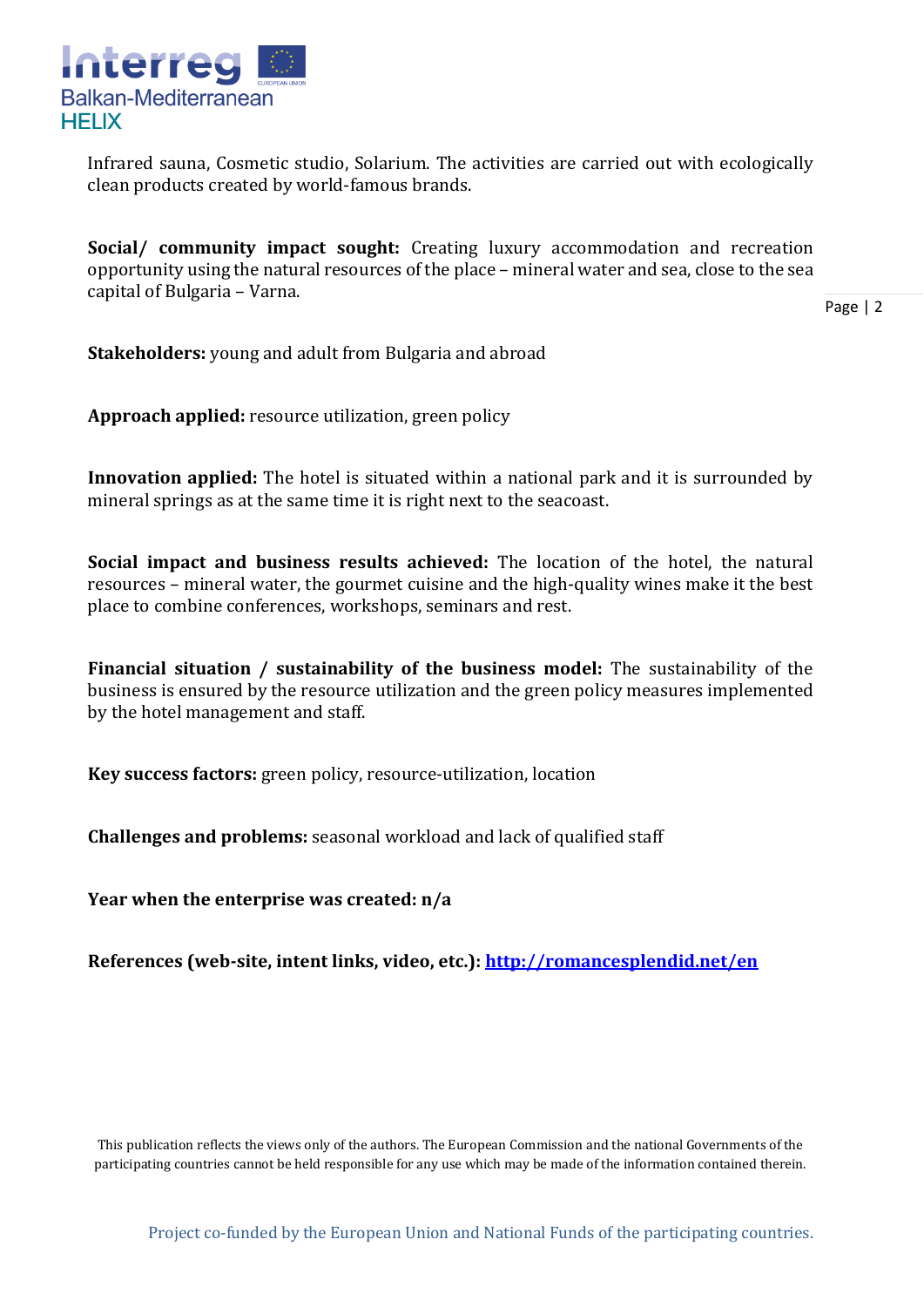Infrared sauna, Cosmetic studio, Solarium. The activities are carried out with ecologically clean products created by world-famous brands.

**Social/ community impact sought:** Creating luxury accommodation and recreation opportunity using the natural resources of the place – mineral water and sea, close to the sea capital of Bulgaria – Varna.

**Stakeholders:** young and adult from Bulgaria and abroad

**Approach applied:** resource utilization, green policy

**Innovation applied:** The hotel is situated within a national park and it is surrounded by mineral springs as at the same time it is right next to the seacoast.

**Social impact and business results achieved:** The location of the hotel, the natural resources – mineral water, the gourmet cuisine and the high-quality wines make it the best place to combine conferences, workshops, seminars and rest.

**Financial situation / sustainability of the business model:** The sustainability of the business is ensured by the resource utilization and the green policy measures implemented by the hotel management and staff.

**Key success factors:** green policy, resource-utilization, location

**Challenges and problems:** seasonal workload and lack of qualified staff

**Year when the enterprise was created: n/a**

**References (web-site, intent links, video, etc.):** [http://romancesplendid.net/en](http://romancesplendid.net/en)

This publication reflects the views only of the authors. The European Commission and the national Governments of the participating countries cannot be held responsible for any use which may be made of the information contained therein.

Project co-funded by the European Union and National Funds of the participating countries.